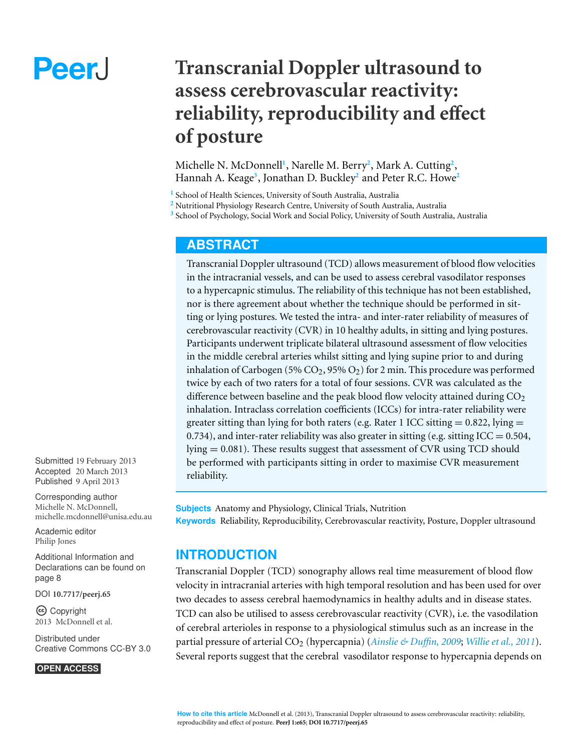PeerJ

# Transcranial Doppler ultrasound to assess cerebrovascular reactivity: reliability, reproducibility and effect of posture

Michelle N. McDonnell[1], Narelle M. Berry[2], Mark A. Cutting[2], Hannah A. Keage[3], Jonathan D. Buckley[2] and Peter R.C. Howe[2]

[1] School of Health Sciences, University of South Australia, Australia
[2] Nutritional Physiology Research Centre, University of South Australia, Australia
[3] School of Psychology, Social Work and Social Policy, University of South Australia, Australia

## ABSTRACT

Transcranial Doppler ultrasound (TCD) allows measurement of blood flow velocities in the intracranial vessels, and can be used to assess cerebral vasodilator responses to a hypercapnic stimulus. The reliability of this technique has not been established, nor is there agreement about whether the technique should be performed in sitting or lying postures. We tested the intra- and inter-rater reliability of measures of cerebrovascular reactivity (CVR) in 10 healthy adults, in sitting and lying postures. Participants underwent triplicate bilateral ultrasound assessment of flow velocities in the middle cerebral arteries whilst sitting and lying supine prior to and during inhalation of Carbogen (5% $CO_2$, 95% $O_2$) for 2 min. This procedure was performed twice by each of two raters for a total of four sessions. CVR was calculated as the difference between baseline and the peak blood flow velocity attained during $CO_2$ inhalation. Intraclass correlation coefficients (ICCs) for intra-rater reliability were greater sitting than lying for both raters (e.g. Rater 1 ICC sitting = 0.822, lying = 0.734), and inter-rater reliability was also greater in sitting (e.g. sitting ICC = 0.504, lying = 0.081). These results suggest that assessment of CVR using TCD should be performed with participants sitting in order to maximise CVR measurement reliability.

**Subjects** Anatomy and Physiology, Clinical Trials, Nutrition
**Keywords** Reliability, Reproducibility, Cerebrovascular reactivity, Posture, Doppler ultrasound

Submitted 19 February 2013
Accepted 20 March 2013
Published 9 April 2013

Corresponding author
Michelle N. McDonnell,
michelle.mcdonnell@unisa.edu.au

Academic editor
Philip Jones

Additional Information and Declarations can be found on page 8

DOI **10.7717/peerj.65**

Copyright
2013 McDonnell et al.

Distributed under
Creative Commons CC-BY 3.0

**OPEN ACCESS**

## INTRODUCTION

Transcranial Doppler (TCD) sonography allows real time measurement of blood flow velocity in intracranial arteries with high temporal resolution and has been used for over two decades to assess cerebral haemodynamics in healthy adults and in disease states. TCD can also be utilised to assess cerebrovascular reactivity (CVR), i.e. the vasodilation of cerebral arterioles in response to a physiological stimulus such as an increase in the partial pressure of arterial $CO_2$ (hypercapnia) (*Ainslie & Duffin, 2009*; *Willie et al., 2011*). Several reports suggest that the cerebral vasodilator response to hypercapnia depends on

**How to cite this article** McDonnell et al. (2013), Transcranial Doppler ultrasound to assess cerebrovascular reactivity: reliability, reproducibility and effect of posture. **PeerJ 1:e65; DOI 10.7717/peerj.65**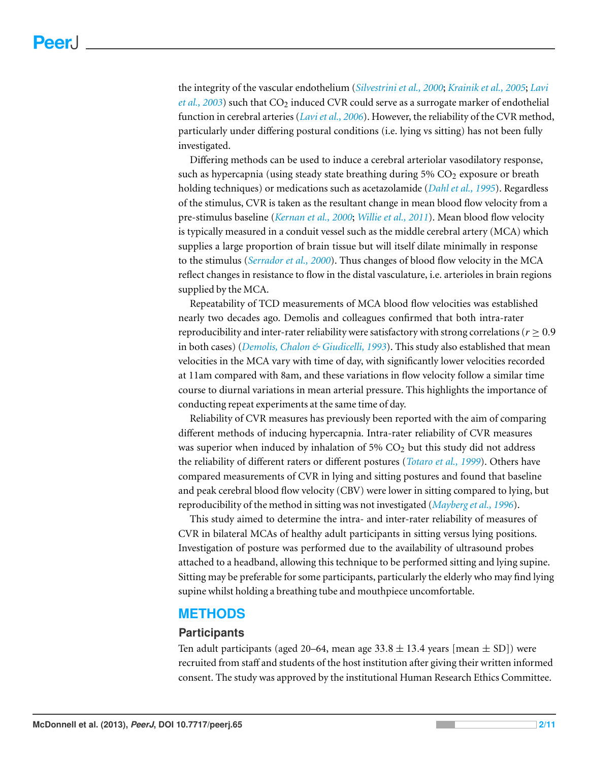the integrity of the vascular endothelium (*Silvestrini et al., 2000*; *Krainik et al., 2005*; *Lavi et al., 2003*) such that $CO_2$ induced CVR could serve as a surrogate marker of endothelial function in cerebral arteries (*Lavi et al., 2006*). However, the reliability of the CVR method, particularly under differing postural conditions (i.e. lying vs sitting) has not been fully investigated.

Differing methods can be used to induce a cerebral arteriolar vasodilatory response, such as hypercapnia (using steady state breathing during 5% $CO_2$ exposure or breath holding techniques) or medications such as acetazolamide (*Dahl et al., 1995*). Regardless of the stimulus, CVR is taken as the resultant change in mean blood flow velocity from a pre-stimulus baseline (*Kernan et al., 2000*; *Willie et al., 2011*). Mean blood flow velocity is typically measured in a conduit vessel such as the middle cerebral artery (MCA) which supplies a large proportion of brain tissue but will itself dilate minimally in response to the stimulus (*Serrador et al., 2000*). Thus changes of blood flow velocity in the MCA reflect changes in resistance to flow in the distal vasculature, i.e. arterioles in brain regions supplied by the MCA.

Repeatability of TCD measurements of MCA blood flow velocities was established nearly two decades ago. Demolis and colleagues confirmed that both intra-rater reproducibility and inter-rater reliability were satisfactory with strong correlations ($r \geq 0.9$ in both cases) (*Demolis, Chalon & Giudicelli, 1993*). This study also established that mean velocities in the MCA vary with time of day, with significantly lower velocities recorded at 11am compared with 8am, and these variations in flow velocity follow a similar time course to diurnal variations in mean arterial pressure. This highlights the importance of conducting repeat experiments at the same time of day.

Reliability of CVR measures has previously been reported with the aim of comparing different methods of inducing hypercapnia. Intra-rater reliability of CVR measures was superior when induced by inhalation of 5% $CO_2$ but this study did not address the reliability of different raters or different postures (*Totaro et al., 1999*). Others have compared measurements of CVR in lying and sitting postures and found that baseline and peak cerebral blood flow velocity (CBV) were lower in sitting compared to lying, but reproducibility of the method in sitting was not investigated (*Mayberg et al., 1996*).

This study aimed to determine the intra- and inter-rater reliability of measures of CVR in bilateral MCAs of healthy adult participants in sitting versus lying positions. Investigation of posture was performed due to the availability of ultrasound probes attached to a headband, allowing this technique to be performed sitting and lying supine. Sitting may be preferable for some participants, particularly the elderly who may find lying supine whilst holding a breathing tube and mouthpiece uncomfortable.

## METHODS

### Participants

Ten adult participants (aged 20–64, mean age $33.8 \pm 13.4$ years [mean $\pm$ SD]) were recruited from staff and students of the host institution after giving their written informed consent. The study was approved by the institutional Human Research Ethics Committee.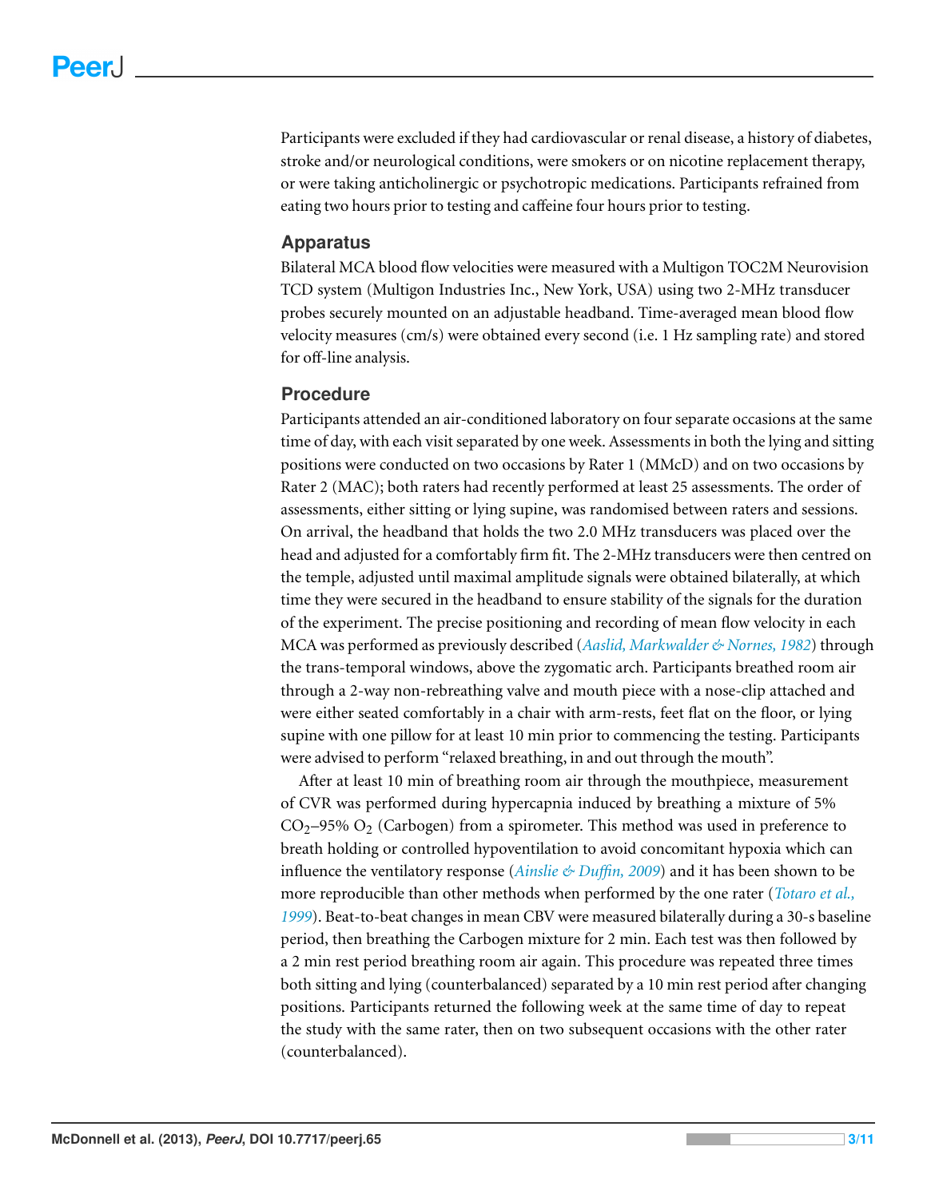Participants were excluded if they had cardiovascular or renal disease, a history of diabetes, stroke and/or neurological conditions, were smokers or on nicotine replacement therapy, or were taking anticholinergic or psychotropic medications. Participants refrained from eating two hours prior to testing and caffeine four hours prior to testing.

## Apparatus

Bilateral MCA blood flow velocities were measured with a Multigon TOC2M Neurovision TCD system (Multigon Industries Inc., New York, USA) using two 2-MHz transducer probes securely mounted on an adjustable headband. Time-averaged mean blood flow velocity measures (cm/s) were obtained every second (i.e. 1 Hz sampling rate) and stored for off-line analysis.

## Procedure

Participants attended an air-conditioned laboratory on four separate occasions at the same time of day, with each visit separated by one week. Assessments in both the lying and sitting positions were conducted on two occasions by Rater 1 (MMcD) and on two occasions by Rater 2 (MAC); both raters had recently performed at least 25 assessments. The order of assessments, either sitting or lying supine, was randomised between raters and sessions. On arrival, the headband that holds the two 2.0 MHz transducers was placed over the head and adjusted for a comfortably firm fit. The 2-MHz transducers were then centred on the temple, adjusted until maximal amplitude signals were obtained bilaterally, at which time they were secured in the headband to ensure stability of the signals for the duration of the experiment. The precise positioning and recording of mean flow velocity in each MCA was performed as previously described (*Aaslid, Markwalder & Nornes, 1982*) through the trans-temporal windows, above the zygomatic arch. Participants breathed room air through a 2-way non-rebreathing valve and mouth piece with a nose-clip attached and were either seated comfortably in a chair with arm-rests, feet flat on the floor, or lying supine with one pillow for at least 10 min prior to commencing the testing. Participants were advised to perform "relaxed breathing, in and out through the mouth".

After at least 10 min of breathing room air through the mouthpiece, measurement of CVR was performed during hypercapnia induced by breathing a mixture of 5% $CO_2$–95% $O_2$ (Carbogen) from a spirometer. This method was used in preference to breath holding or controlled hypoventilation to avoid concomitant hypoxia which can influence the ventilatory response (*Ainslie & Duffin, 2009*) and it has been shown to be more reproducible than other methods when performed by the one rater (*Totaro et al., 1999*). Beat-to-beat changes in mean CBV were measured bilaterally during a 30-s baseline period, then breathing the Carbogen mixture for 2 min. Each test was then followed by a 2 min rest period breathing room air again. This procedure was repeated three times both sitting and lying (counterbalanced) separated by a 10 min rest period after changing positions. Participants returned the following week at the same time of day to repeat the study with the same rater, then on two subsequent occasions with the other rater (counterbalanced).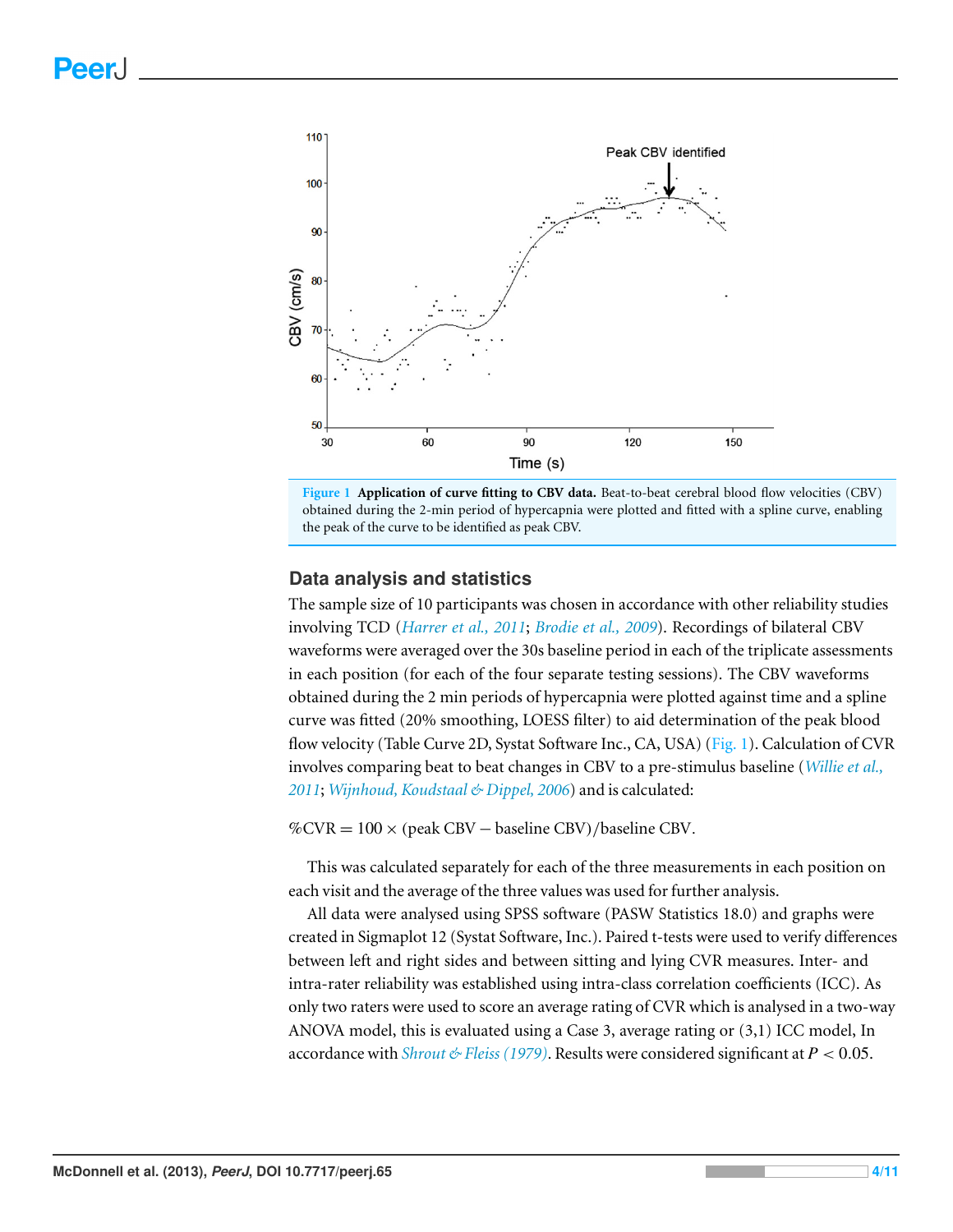Figure 1 **Application of curve fitting to CBV data.** Beat-to-beat cerebral blood flow velocities (CBV) obtained during the 2-min period of hypercapnia were plotted and fitted with a spline curve, enabling the peak of the curve to be identified as peak CBV.

## Data analysis and statistics

The sample size of 10 participants was chosen in accordance with other reliability studies involving TCD (*Harrer et al., 2011*; *Brodie et al., 2009*). Recordings of bilateral CBV waveforms were averaged over the 30s baseline period in each of the triplicate assessments in each position (for each of the four separate testing sessions). The CBV waveforms obtained during the 2 min periods of hypercapnia were plotted against time and a spline curve was fitted (20% smoothing, LOESS filter) to aid determination of the peak blood flow velocity (Table Curve 2D, Systat Software Inc., CA, USA) (Fig. 1). Calculation of CVR involves comparing beat to beat changes in CBV to a pre-stimulus baseline (*Willie et al., 2011*; *Wijnhoud, Koudstaal & Dippel, 2006*) and is calculated:

$$\%\text{CVR} = 100 \times (\text{peak CBV} - \text{baseline CBV})/\text{baseline CBV}.$$

This was calculated separately for each of the three measurements in each position on each visit and the average of the three values was used for further analysis.

All data were analysed using SPSS software (PASW Statistics 18.0) and graphs were created in Sigmaplot 12 (Systat Software, Inc.). Paired t-tests were used to verify differences between left and right sides and between sitting and lying CVR measures. Inter- and intra-rater reliability was established using intra-class correlation coefficients (ICC). As only two raters were used to score an average rating of CVR which is analysed in a two-way ANOVA model, this is evaluated using a Case 3, average rating or (3,1) ICC model, In accordance with *Shrout & Fleiss (1979)*. Results were considered significant at $P < 0.05$.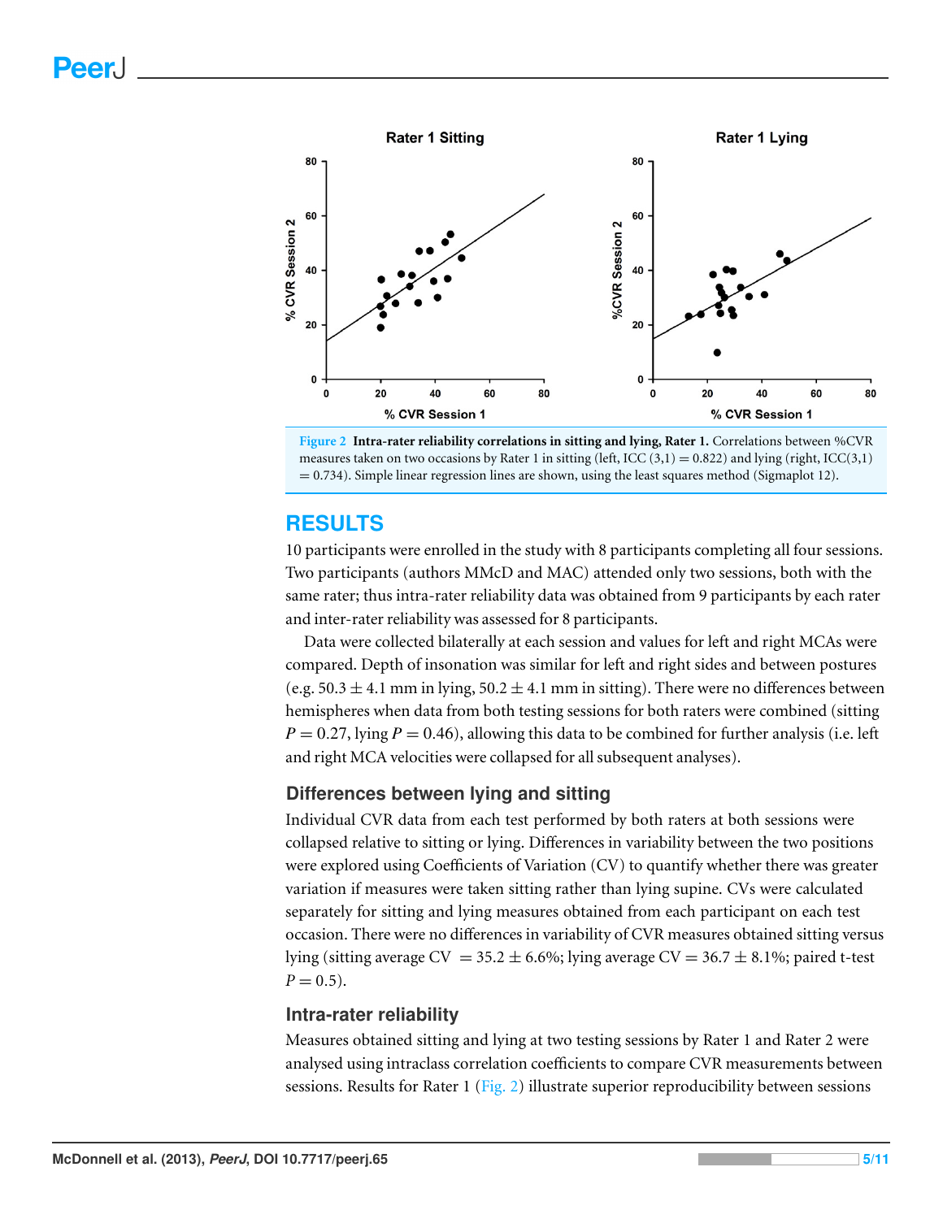Figure 2 Intra-rater reliability correlations in sitting and lying, Rater 1. Correlations between %CVR measures taken on two occasions by Rater 1 in sitting (left, ICC (3,1) = 0.822) and lying (right, ICC(3,1) = 0.734). Simple linear regression lines are shown, using the least squares method (Sigmaplot 12).

## RESULTS

10 participants were enrolled in the study with 8 participants completing all four sessions. Two participants (authors MMcD and MAC) attended only two sessions, both with the same rater; thus intra-rater reliability data was obtained from 9 participants by each rater and inter-rater reliability was assessed for 8 participants.

Data were collected bilaterally at each session and values for left and right MCAs were compared. Depth of insonation was similar for left and right sides and between postures (e.g. 50.3 ± 4.1 mm in lying, 50.2 ± 4.1 mm in sitting). There were no differences between hemispheres when data from both testing sessions for both raters were combined (sitting $P = 0.27$, lying $P = 0.46$), allowing this data to be combined for further analysis (i.e. left and right MCA velocities were collapsed for all subsequent analyses).

### Differences between lying and sitting

Individual CVR data from each test performed by both raters at both sessions were collapsed relative to sitting or lying. Differences in variability between the two positions were explored using Coefficients of Variation (CV) to quantify whether there was greater variation if measures were taken sitting rather than lying supine. CVs were calculated separately for sitting and lying measures obtained from each participant on each test occasion. There were no differences in variability of CVR measures obtained sitting versus lying (sitting average CV = 35.2 ± 6.6%; lying average CV = 36.7 ± 8.1%; paired t-test $P = 0.5$).

### Intra-rater reliability

Measures obtained sitting and lying at two testing sessions by Rater 1 and Rater 2 were analysed using intraclass correlation coefficients to compare CVR measurements between sessions. Results for Rater 1 (Fig. 2) illustrate superior reproducibility between sessions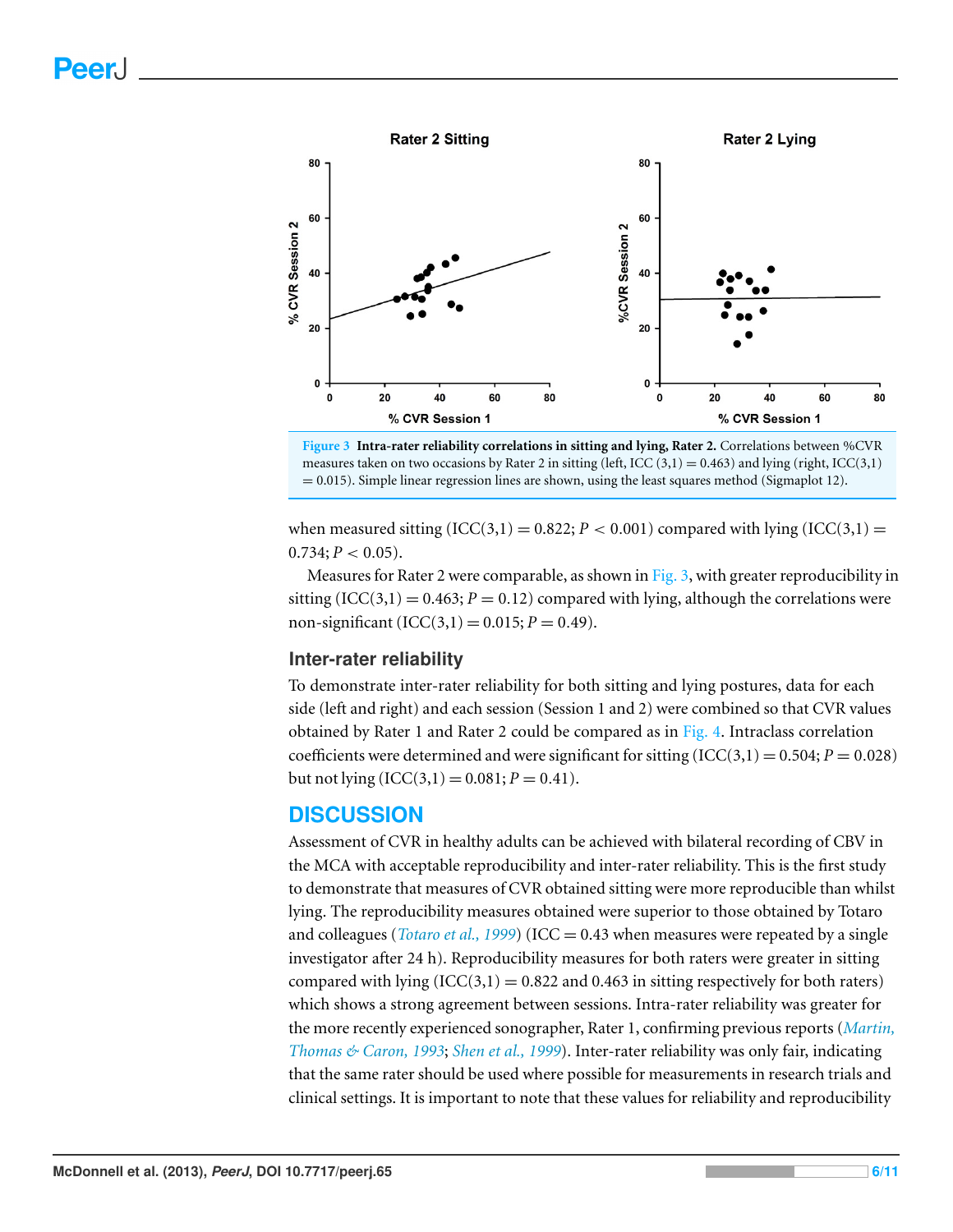**Figure 3 Intra-rater reliability correlations in sitting and lying, Rater 2.** Correlations between %CVR measures taken on two occasions by Rater 2 in sitting (left, ICC (3,1) = 0.463) and lying (right, ICC(3,1) = 0.015). Simple linear regression lines are shown, using the least squares method (Sigmaplot 12).

when measured sitting (ICC(3,1) = 0.822; $P < 0.001$) compared with lying (ICC(3,1) = 0.734; $P < 0.05$).

Measures for Rater 2 were comparable, as shown in Fig. 3, with greater reproducibility in sitting (ICC(3,1) = 0.463; $P = 0.12$) compared with lying, although the correlations were non-significant (ICC(3,1) = 0.015; $P = 0.49$).

### Inter-rater reliability

To demonstrate inter-rater reliability for both sitting and lying postures, data for each side (left and right) and each session (Session 1 and 2) were combined so that CVR values obtained by Rater 1 and Rater 2 could be compared as in Fig. 4. Intraclass correlation coefficients were determined and were significant for sitting (ICC(3,1) = 0.504; $P = 0.028$) but not lying (ICC(3,1) = 0.081; $P = 0.41$).

## DISCUSSION

Assessment of CVR in healthy adults can be achieved with bilateral recording of CBV in the MCA with acceptable reproducibility and inter-rater reliability. This is the first study to demonstrate that measures of CVR obtained sitting were more reproducible than whilst lying. The reproducibility measures obtained were superior to those obtained by Totaro and colleagues (*Totaro et al., 1999*) (ICC = 0.43 when measures were repeated by a single investigator after 24 h). Reproducibility measures for both raters were greater in sitting compared with lying (ICC(3,1) = 0.822 and 0.463 in sitting respectively for both raters) which shows a strong agreement between sessions. Intra-rater reliability was greater for the more recently experienced sonographer, Rater 1, confirming previous reports (*Martin, Thomas & Caron, 1993*; *Shen et al., 1999*). Inter-rater reliability was only fair, indicating that the same rater should be used where possible for measurements in research trials and clinical settings. It is important to note that these values for reliability and reproducibility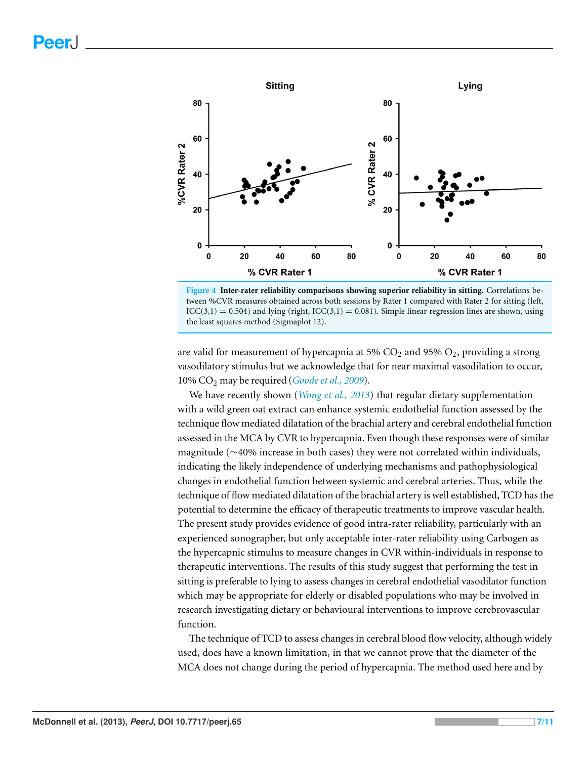**Figure 4 Inter-rater reliability comparisons showing superior reliability in sitting.** Correlations between %CVR measures obtained across both sessions by Rater 1 compared with Rater 2 for sitting (left, ICC(3,1) = 0.504) and lying (right, ICC(3,1) = 0.081). Simple linear regression lines are shown, using the least squares method (Sigmaplot 12).

are valid for measurement of hypercapnia at 5% $CO_2$ and 95% $O_2$, providing a strong vasodilatory stimulus but we acknowledge that for near maximal vasodilation to occur, 10% $CO_2$ may be required (*Goode et al., 2009*).

We have recently shown (*Wong et al., 2013*) that regular dietary supplementation with a wild green oat extract can enhance systemic endothelial function assessed by the technique flow mediated dilatation of the brachial artery and cerebral endothelial function assessed in the MCA by CVR to hypercapnia. Even though these responses were of similar magnitude (∼40% increase in both cases) they were not correlated within individuals, indicating the likely independence of underlying mechanisms and pathophysiological changes in endothelial function between systemic and cerebral arteries. Thus, while the technique of flow mediated dilatation of the brachial artery is well established, TCD has the potential to determine the efficacy of therapeutic treatments to improve vascular health. The present study provides evidence of good intra-rater reliability, particularly with an experienced sonographer, but only acceptable inter-rater reliability using Carbogen as the hypercapnic stimulus to measure changes in CVR within-individuals in response to therapeutic interventions. The results of this study suggest that performing the test in sitting is preferable to lying to assess changes in cerebral endothelial vasodilator function which may be appropriate for elderly or disabled populations who may be involved in research investigating dietary or behavioural interventions to improve cerebrovascular function.

The technique of TCD to assess changes in cerebral blood flow velocity, although widely used, does have a known limitation, in that we cannot prove that the diameter of the MCA does not change during the period of hypercapnia. The method used here and by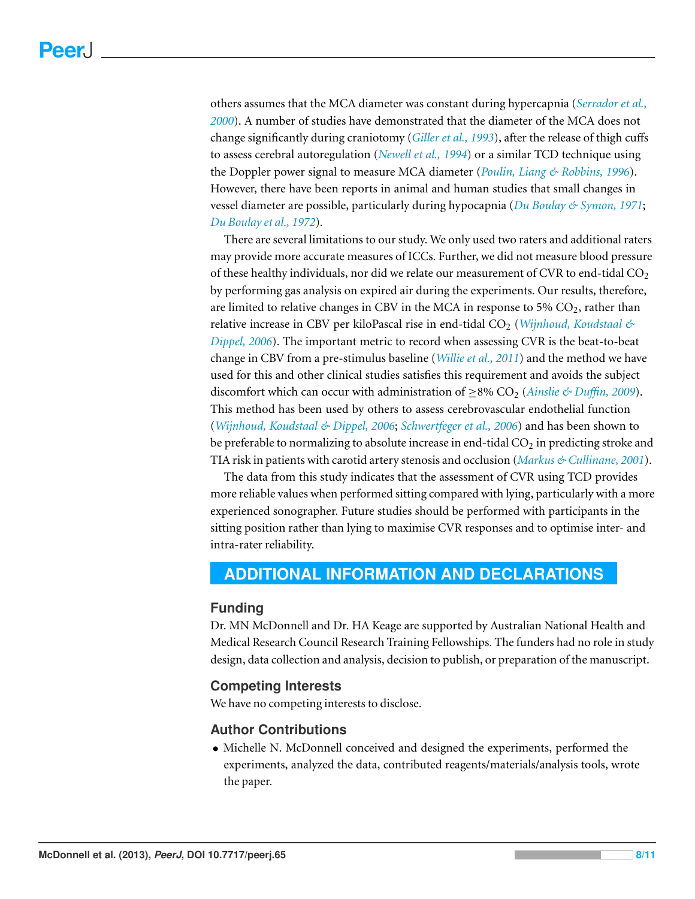others assumes that the MCA diameter was constant during hypercapnia (*Serrador et al., 2000*). A number of studies have demonstrated that the diameter of the MCA does not change significantly during craniotomy (*Giller et al., 1993*), after the release of thigh cuffs to assess cerebral autoregulation (*Newell et al., 1994*) or a similar TCD technique using the Doppler power signal to measure MCA diameter (*Poulin, Liang & Robbins, 1996*). However, there have been reports in animal and human studies that small changes in vessel diameter are possible, particularly during hypocapnia (*Du Boulay & Symon, 1971*; *Du Boulay et al., 1972*).

There are several limitations to our study. We only used two raters and additional raters may provide more accurate measures of ICCs. Further, we did not measure blood pressure of these healthy individuals, nor did we relate our measurement of CVR to end-tidal $CO_2$ by performing gas analysis on expired air during the experiments. Our results, therefore, are limited to relative changes in CBV in the MCA in response to 5% $CO_2$, rather than relative increase in CBV per kiloPascal rise in end-tidal $CO_2$ (*Wijnhoud, Koudstaal & Dippel, 2006*). The important metric to record when assessing CVR is the beat-to-beat change in CBV from a pre-stimulus baseline (*Willie et al., 2011*) and the method we have used for this and other clinical studies satisfies this requirement and avoids the subject discomfort which can occur with administration of $\geq$8% $CO_2$ (*Ainslie & Duffin, 2009*). This method has been used by others to assess cerebrovascular endothelial function (*Wijnhoud, Koudstaal & Dippel, 2006*; *Schwertfeger et al., 2006*) and has been shown to be preferable to normalizing to absolute increase in end-tidal $CO_2$ in predicting stroke and TIA risk in patients with carotid artery stenosis and occlusion (*Markus & Cullinane, 2001*).

The data from this study indicates that the assessment of CVR using TCD provides more reliable values when performed sitting compared with lying, particularly with a more experienced sonographer. Future studies should be performed with participants in the sitting position rather than lying to maximise CVR responses and to optimise inter- and intra-rater reliability.

## ADDITIONAL INFORMATION AND DECLARATIONS

### Funding

Dr. MN McDonnell and Dr. HA Keage are supported by Australian National Health and Medical Research Council Research Training Fellowships. The funders had no role in study design, data collection and analysis, decision to publish, or preparation of the manuscript.

### Competing Interests

We have no competing interests to disclose.

### Author Contributions

- Michelle N. McDonnell conceived and designed the experiments, performed the experiments, analyzed the data, contributed reagents/materials/analysis tools, wrote the paper.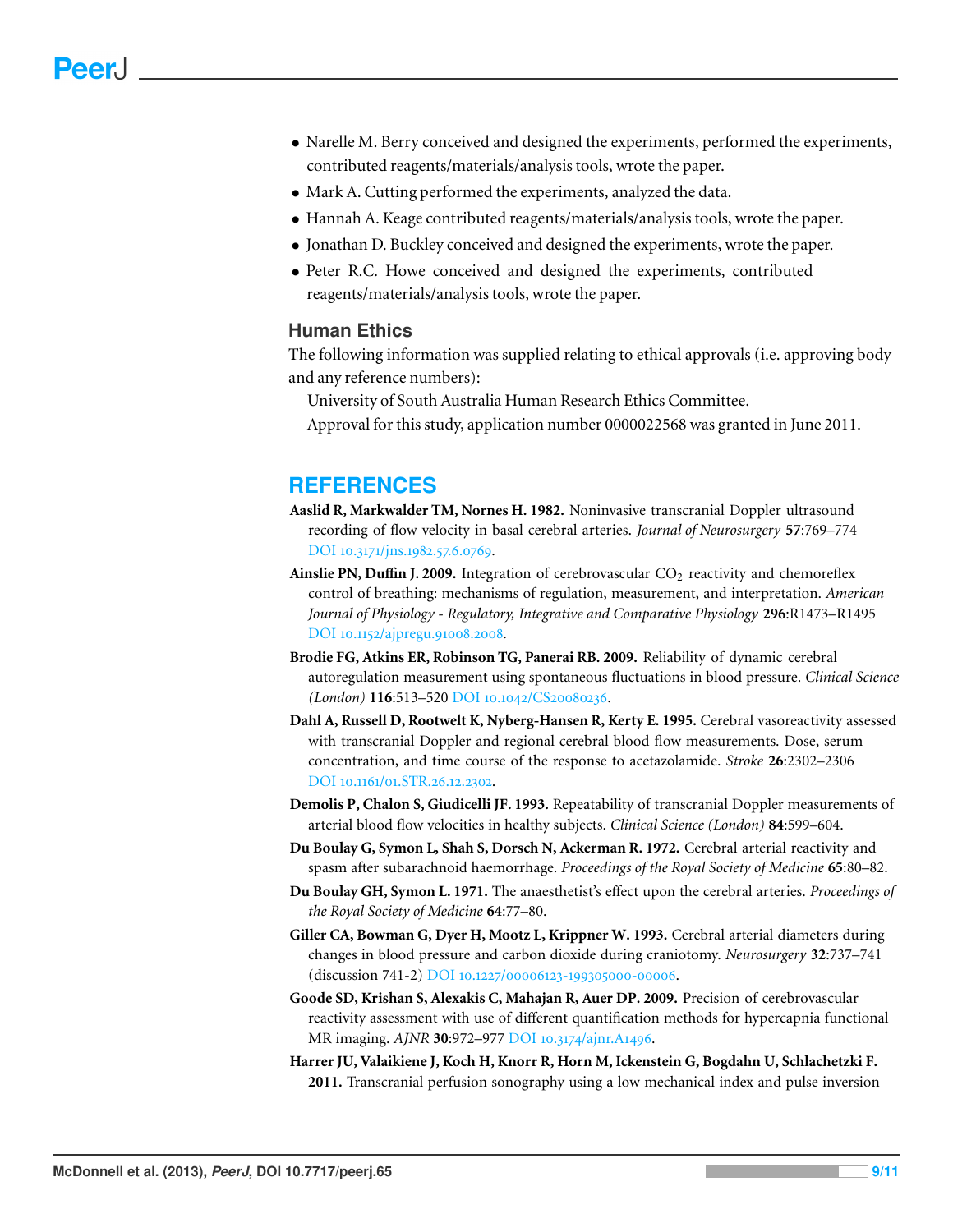- Narelle M. Berry conceived and designed the experiments, performed the experiments, contributed reagents/materials/analysis tools, wrote the paper.
- Mark A. Cutting performed the experiments, analyzed the data.
- Hannah A. Keage contributed reagents/materials/analysis tools, wrote the paper.
- Jonathan D. Buckley conceived and designed the experiments, wrote the paper.
- Peter R.C. Howe conceived and designed the experiments, contributed reagents/materials/analysis tools, wrote the paper.

### Human Ethics

The following information was supplied relating to ethical approvals (i.e. approving body and any reference numbers):

University of South Australia Human Research Ethics Committee.

Approval for this study, application number 0000022568 was granted in June 2011.

## REFERENCES

**Aaslid R, Markwalder TM, Nornes H. 1982.** Noninvasive transcranial Doppler ultrasound recording of flow velocity in basal cerebral arteries. *Journal of Neurosurgery* **57**:769–774 DOI 10.3171/jns.1982.57.6.0769.

**Ainslie PN, Duffin J. 2009.** Integration of cerebrovascular $CO_2$ reactivity and chemoreflex control of breathing: mechanisms of regulation, measurement, and interpretation. *American Journal of Physiology - Regulatory, Integrative and Comparative Physiology* **296**:R1473–R1495 DOI 10.1152/ajpregu.91008.2008.

**Brodie FG, Atkins ER, Robinson TG, Panerai RB. 2009.** Reliability of dynamic cerebral autoregulation measurement using spontaneous fluctuations in blood pressure. *Clinical Science (London)* **116**:513–520 DOI 10.1042/CS20080236.

**Dahl A, Russell D, Rootwelt K, Nyberg-Hansen R, Kerty E. 1995.** Cerebral vasoreactivity assessed with transcranial Doppler and regional cerebral blood flow measurements. Dose, serum concentration, and time course of the response to acetazolamide. *Stroke* **26**:2302–2306 DOI 10.1161/01.STR.26.12.2302.

**Demolis P, Chalon S, Giudicelli JF. 1993.** Repeatability of transcranial Doppler measurements of arterial blood flow velocities in healthy subjects. *Clinical Science (London)* **84**:599–604.

**Du Boulay G, Symon L, Shah S, Dorsch N, Ackerman R. 1972.** Cerebral arterial reactivity and spasm after subarachnoid haemorrhage. *Proceedings of the Royal Society of Medicine* **65**:80–82.

**Du Boulay GH, Symon L. 1971.** The anaesthetist's effect upon the cerebral arteries. *Proceedings of the Royal Society of Medicine* **64**:77–80.

**Giller CA, Bowman G, Dyer H, Mootz L, Krippner W. 1993.** Cerebral arterial diameters during changes in blood pressure and carbon dioxide during craniotomy. *Neurosurgery* **32**:737–741 (discussion 741-2) DOI 10.1227/00006123-199305000-00006.

**Goode SD, Krishan S, Alexakis C, Mahajan R, Auer DP. 2009.** Precision of cerebrovascular reactivity assessment with use of different quantification methods for hypercapnia functional MR imaging. *AJNR* **30**:972–977 DOI 10.3174/ajnr.A1496.

**Harrer JU, Valaikiene J, Koch H, Knorr R, Horn M, Ickenstein G, Bogdahn U, Schlachetzki F. 2011.** Transcranial perfusion sonography using a low mechanical index and pulse inversion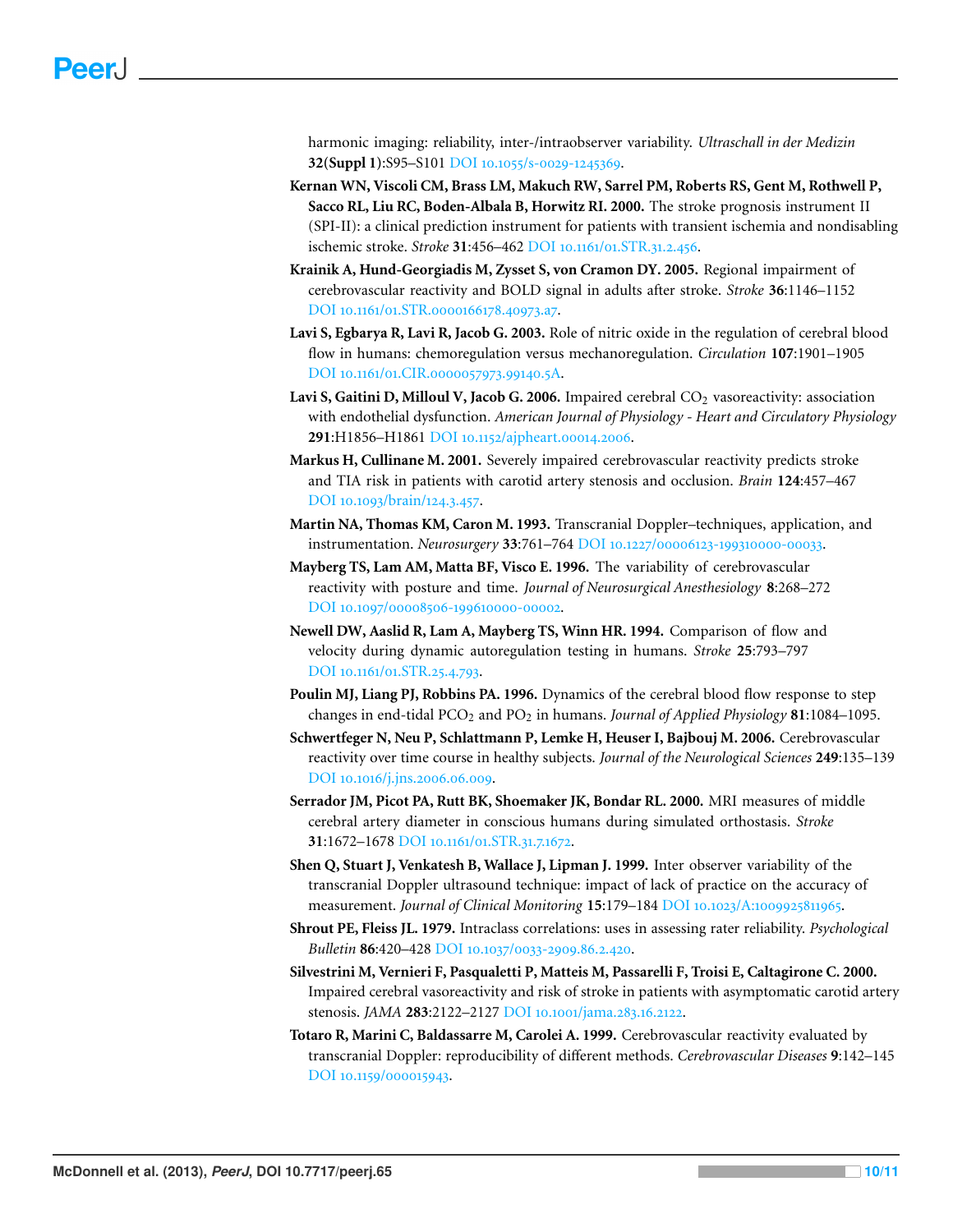harmonic imaging: reliability, inter-/intraobserver variability. *Ultraschall in der Medizin* **32**(**Suppl 1**):S95–S101 DOI 10.1055/s-0029-1245369.

**Kernan WN, Viscoli CM, Brass LM, Makuch RW, Sarrel PM, Roberts RS, Gent M, Rothwell P, Sacco RL, Liu RC, Boden-Albala B, Horwitz RI. 2000.** The stroke prognosis instrument II (SPI-II): a clinical prediction instrument for patients with transient ischemia and nondisabling ischemic stroke. *Stroke* **31**:456–462 DOI 10.1161/01.STR.31.2.456.

**Krainik A, Hund-Georgiadis M, Zysset S, von Cramon DY. 2005.** Regional impairment of cerebrovascular reactivity and BOLD signal in adults after stroke. *Stroke* **36**:1146–1152 DOI 10.1161/01.STR.0000166178.40973.a7.

**Lavi S, Egbarya R, Lavi R, Jacob G. 2003.** Role of nitric oxide in the regulation of cerebral blood flow in humans: chemoregulation versus mechanoregulation. *Circulation* **107**:1901–1905 DOI 10.1161/01.CIR.0000057973.99140.5A.

**Lavi S, Gaitini D, Milloul V, Jacob G. 2006.** Impaired cerebral $CO_2$ vasoreactivity: association with endothelial dysfunction. *American Journal of Physiology - Heart and Circulatory Physiology* **291**:H1856–H1861 DOI 10.1152/ajpheart.00014.2006.

**Markus H, Cullinane M. 2001.** Severely impaired cerebrovascular reactivity predicts stroke and TIA risk in patients with carotid artery stenosis and occlusion. *Brain* **124**:457–467 DOI 10.1093/brain/124.3.457.

**Martin NA, Thomas KM, Caron M. 1993.** Transcranial Doppler–techniques, application, and instrumentation. *Neurosurgery* **33**:761–764 DOI 10.1227/00006123-199310000-00033.

**Mayberg TS, Lam AM, Matta BF, Visco E. 1996.** The variability of cerebrovascular reactivity with posture and time. *Journal of Neurosurgical Anesthesiology* **8**:268–272 DOI 10.1097/00008506-199610000-00002.

**Newell DW, Aaslid R, Lam A, Mayberg TS, Winn HR. 1994.** Comparison of flow and velocity during dynamic autoregulation testing in humans. *Stroke* **25**:793–797 DOI 10.1161/01.STR.25.4.793.

**Poulin MJ, Liang PJ, Robbins PA. 1996.** Dynamics of the cerebral blood flow response to step changes in end-tidal $PCO_2$ and $PO_2$ in humans. *Journal of Applied Physiology* **81**:1084–1095.

**Schwertfeger N, Neu P, Schlattmann P, Lemke H, Heuser I, Bajbouj M. 2006.** Cerebrovascular reactivity over time course in healthy subjects. *Journal of the Neurological Sciences* **249**:135–139 DOI 10.1016/j.jns.2006.06.009.

**Serrador JM, Picot PA, Rutt BK, Shoemaker JK, Bondar RL. 2000.** MRI measures of middle cerebral artery diameter in conscious humans during simulated orthostasis. *Stroke* **31**:1672–1678 DOI 10.1161/01.STR.31.7.1672.

**Shen Q, Stuart J, Venkatesh B, Wallace J, Lipman J. 1999.** Inter observer variability of the transcranial Doppler ultrasound technique: impact of lack of practice on the accuracy of measurement. *Journal of Clinical Monitoring* **15**:179–184 DOI 10.1023/A:1009925811965.

**Shrout PE, Fleiss JL. 1979.** Intraclass correlations: uses in assessing rater reliability. *Psychological Bulletin* **86**:420–428 DOI 10.1037/0033-2909.86.2.420.

**Silvestrini M, Vernieri F, Pasqualetti P, Matteis M, Passarelli F, Troisi E, Caltagirone C. 2000.** Impaired cerebral vasoreactivity and risk of stroke in patients with asymptomatic carotid artery stenosis. *JAMA* **283**:2122–2127 DOI 10.1001/jama.283.16.2122.

**Totaro R, Marini C, Baldassarre M, Carolei A. 1999.** Cerebrovascular reactivity evaluated by transcranial Doppler: reproducibility of different methods. *Cerebrovascular Diseases* **9**:142–145 DOI 10.1159/000015943.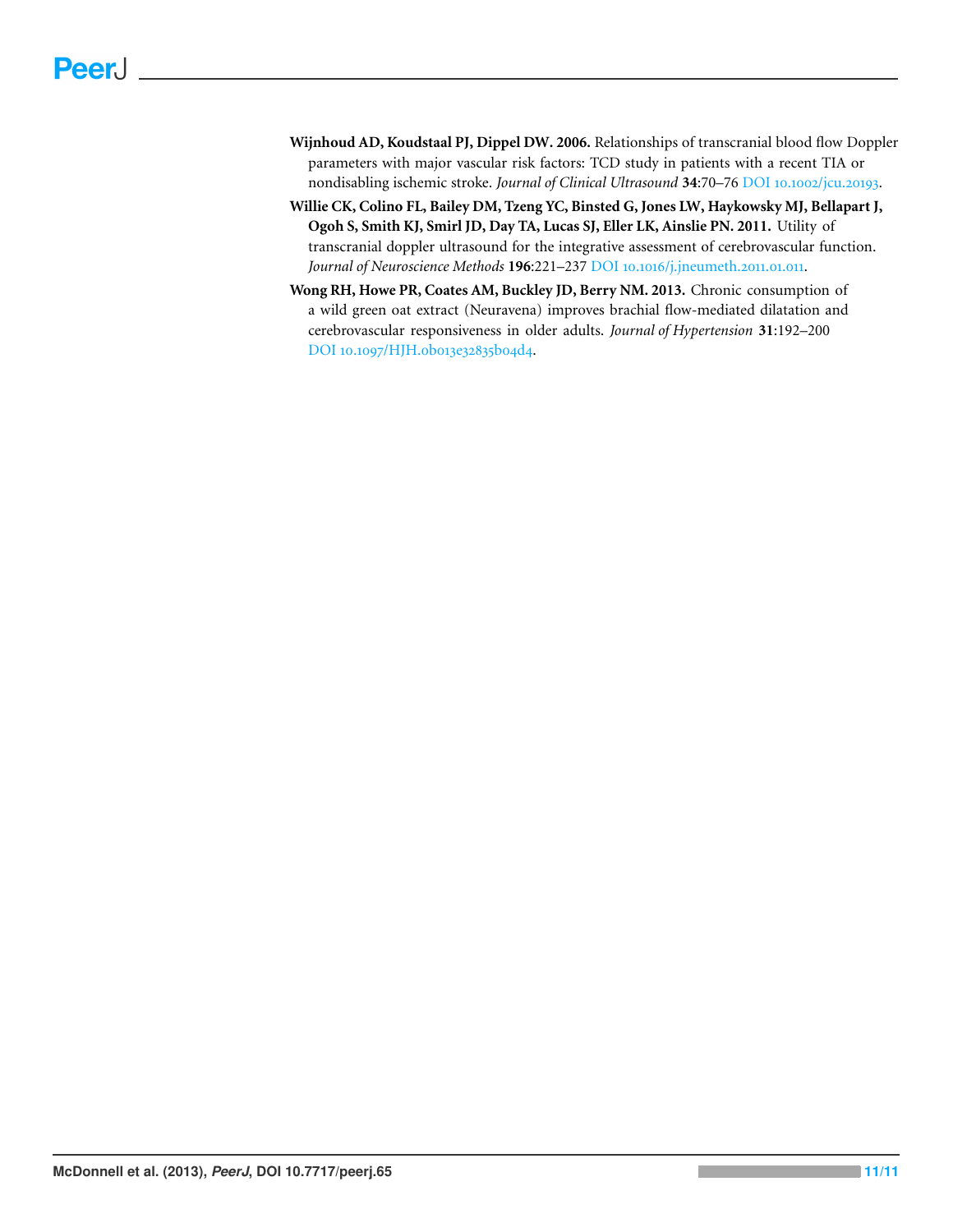**Wijnhoud AD, Koudstaal PJ, Dippel DW. 2006.** Relationships of transcranial blood flow Doppler parameters with major vascular risk factors: TCD study in patients with a recent TIA or nondisabling ischemic stroke. *Journal of Clinical Ultrasound* **34**:70–76 DOI 10.1002/jcu.20193.

**Willie CK, Colino FL, Bailey DM, Tzeng YC, Binsted G, Jones LW, Haykowsky MJ, Bellapart J, Ogoh S, Smith KJ, Smirl JD, Day TA, Lucas SJ, Eller LK, Ainslie PN. 2011.** Utility of transcranial doppler ultrasound for the integrative assessment of cerebrovascular function. *Journal of Neuroscience Methods* **196**:221–237 DOI 10.1016/j.jneumeth.2011.01.011.

**Wong RH, Howe PR, Coates AM, Buckley JD, Berry NM. 2013.** Chronic consumption of a wild green oat extract (Neuravena) improves brachial flow-mediated dilatation and cerebrovascular responsiveness in older adults. *Journal of Hypertension* **31**:192–200 DOI 10.1097/HJH.0b013e32835b04d4.